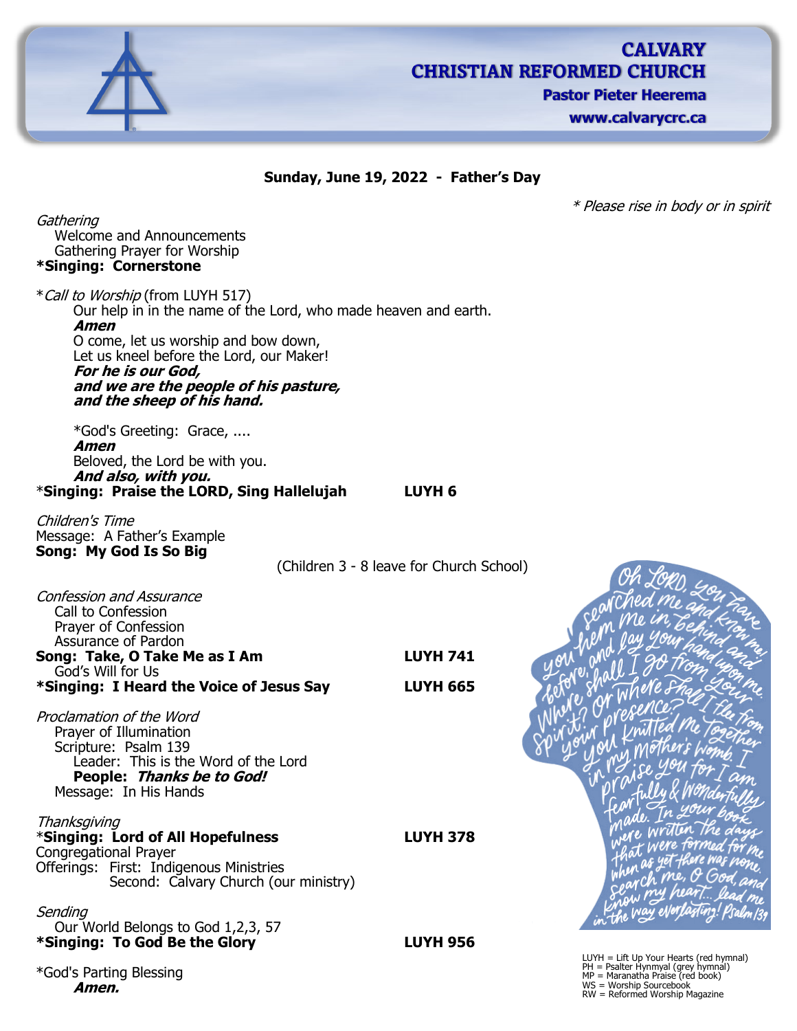# CALVARY CHRISTIAN REFORMED CHURCH

**Pastor Pieter Heerema**

**www.calvarycrc.ca**

**Sunday, June 19, 2022 - Father's Day**

*\* Please rise in body or in spirit*

*Gathering*

Welcome and Announcements

Gathering Prayer for Worship

**\*Singing: Cornerstone**

\**Call to Worship* (from LUYH 517)

Our help in in the name of the Lord, who made heaven and earth.

***Amen***

O come, let us worship and bow down,
Let us kneel before the Lord, our Maker!

***For he is our God,***
***and we are the people of his pasture,***
***and the sheep of his hand.***

\*God's Greeting: Grace, ....

***Amen***

Beloved, the Lord be with you.

***And also, with you.***

\***Singing: Praise the LORD, Sing Hallelujah** **LUYH 6**

*Children's Time*

Message: A Father's Example

**Song: My God Is So Big**

(Children 3 - 8 leave for Church School)

*Confession and Assurance*

Call to Confession

Prayer of Confession

Assurance of Pardon

**Song: Take, O Take Me as I Am** **LUYH 741**

God's Will for Us

**\*Singing: I Heard the Voice of Jesus Say** **LUYH 665**

*Proclamation of the Word*

Prayer of Illumination

Scripture: Psalm 139

Leader: This is the Word of the Lord

**People: *Thanks be to God!***

Message: In His Hands

*Thanksgiving*

\***Singing: Lord of All Hopefulness** **LUYH 378**

Congregational Prayer

Offerings: First: Indigenous Ministries
Second: Calvary Church (our ministry)

*Sending*

Our World Belongs to God 1,2,3, 57

**\*Singing: To God Be the Glory** **LUYH 956**

\*God's Parting Blessing

***Amen.***

Oh LORD, you have searched me and know me! you hem me in, behind and before, and lay your hand upon me. Where shall I go from your Spirit? Or where shall I flee from your presence? You knitted me together in my mother's womb. I praise you for I am fearfully & wonderfully made. In your book were written the days that were formed for me when as yet there was none. Search me, O God, and know my heart... lead me in the way everlasting! Psalm 139

LUYH = Lift Up Your Hearts (red hymnal)
PH = Psalter Hynmyal (grey hymnal)
MP = Maranatha Praise (red book)
WS = Worship Sourcebook
RW = Reformed Worship Magazine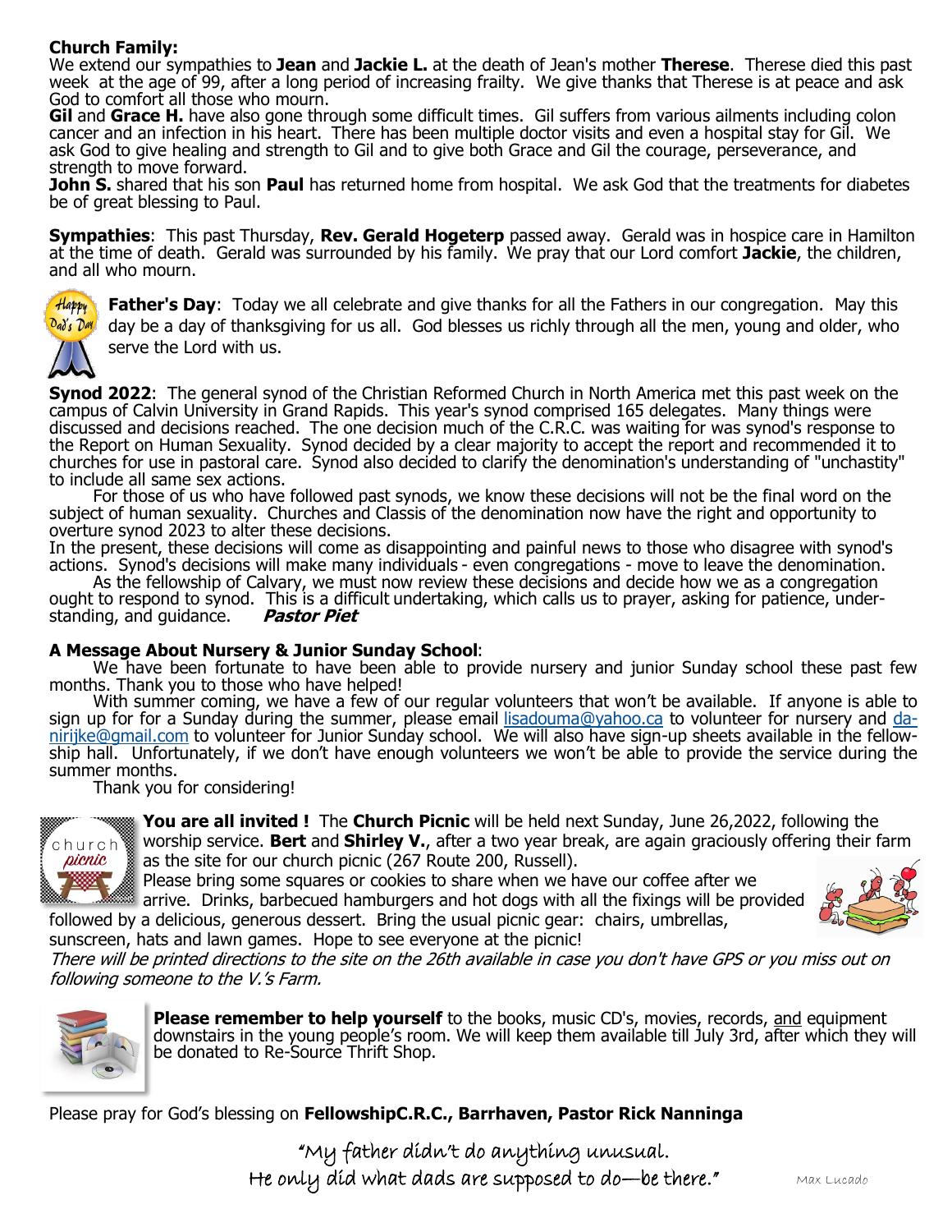**Church Family:**
We extend our sympathies to **Jean** and **Jackie L.** at the death of Jean's mother **Therese**. Therese died this past week at the age of 99, after a long period of increasing frailty. We give thanks that Therese is at peace and ask God to comfort all those who mourn.
**Gil** and **Grace H.** have also gone through some difficult times. Gil suffers from various ailments including colon cancer and an infection in his heart. There has been multiple doctor visits and even a hospital stay for Gil. We ask God to give healing and strength to Gil and to give both Grace and Gil the courage, perseverance, and strength to move forward.
**John S.** shared that his son **Paul** has returned home from hospital. We ask God that the treatments for diabetes be of great blessing to Paul.

**Sympathies**: This past Thursday, **Rev. Gerald Hogeterp** passed away. Gerald was in hospice care in Hamilton at the time of death. Gerald was surrounded by his family. We pray that our Lord comfort **Jackie**, the children, and all who mourn.

**Father's Day**: Today we all celebrate and give thanks for all the Fathers in our congregation. May this day be a day of thanksgiving for us all. God blesses us richly through all the men, young and older, who serve the Lord with us.

**Synod 2022**: The general synod of the Christian Reformed Church in North America met this past week on the campus of Calvin University in Grand Rapids. This year's synod comprised 165 delegates. Many things were discussed and decisions reached. The one decision much of the C.R.C. was waiting for was synod's response to the Report on Human Sexuality. Synod decided by a clear majority to accept the report and recommended it to churches for use in pastoral care. Synod also decided to clarify the denomination's understanding of "unchastity" to include all same sex actions.

For those of us who have followed past synods, we know these decisions will not be the final word on the subject of human sexuality. Churches and Classis of the denomination now have the right and opportunity to overture synod 2023 to alter these decisions.
In the present, these decisions will come as disappointing and painful news to those who disagree with synod's actions. Synod's decisions will make many individuals - even congregations - move to leave the denomination.

As the fellowship of Calvary, we must now review these decisions and decide how we as a congregation ought to respond to synod. This is a difficult undertaking, which calls us to prayer, asking for patience, understanding, and guidance. ***Pastor Piet***

**A Message About Nursery & Junior Sunday School**:

We have been fortunate to have been able to provide nursery and junior Sunday school these past few months. Thank you to those who have helped!

With summer coming, we have a few of our regular volunteers that won't be available. If anyone is able to sign up for for a Sunday during the summer, please email lisadouma@yahoo.ca to volunteer for nursery and danirijke@gmail.com to volunteer for Junior Sunday school. We will also have sign-up sheets available in the fellowship hall. Unfortunately, if we don't have enough volunteers we won't be able to provide the service during the summer months.

Thank you for considering!

**You are all invited !** The **Church Picnic** will be held next Sunday, June 26,2022, following the worship service. **Bert** and **Shirley V.**, after a two year break, are again graciously offering their farm as the site for our church picnic (267 Route 200, Russell).
Please bring some squares or cookies to share when we have our coffee after we arrive. Drinks, barbecued hamburgers and hot dogs with all the fixings will be provided followed by a delicious, generous dessert. Bring the usual picnic gear: chairs, umbrellas, sunscreen, hats and lawn games. Hope to see everyone at the picnic!
*There will be printed directions to the site on the 26th available in case you don't have GPS or you miss out on following someone to the V.'s Farm.*

**Please remember to help yourself** to the books, music CD's, movies, records, and equipment downstairs in the young people's room. We will keep them available till July 3rd, after which they will be donated to Re-Source Thrift Shop.

Please pray for God's blessing on **FellowshipC.R.C., Barrhaven, Pastor Rick Nanninga**

"My father didn't do anything unusual.
He only did what dads are supposed to do—be there." Max Lucado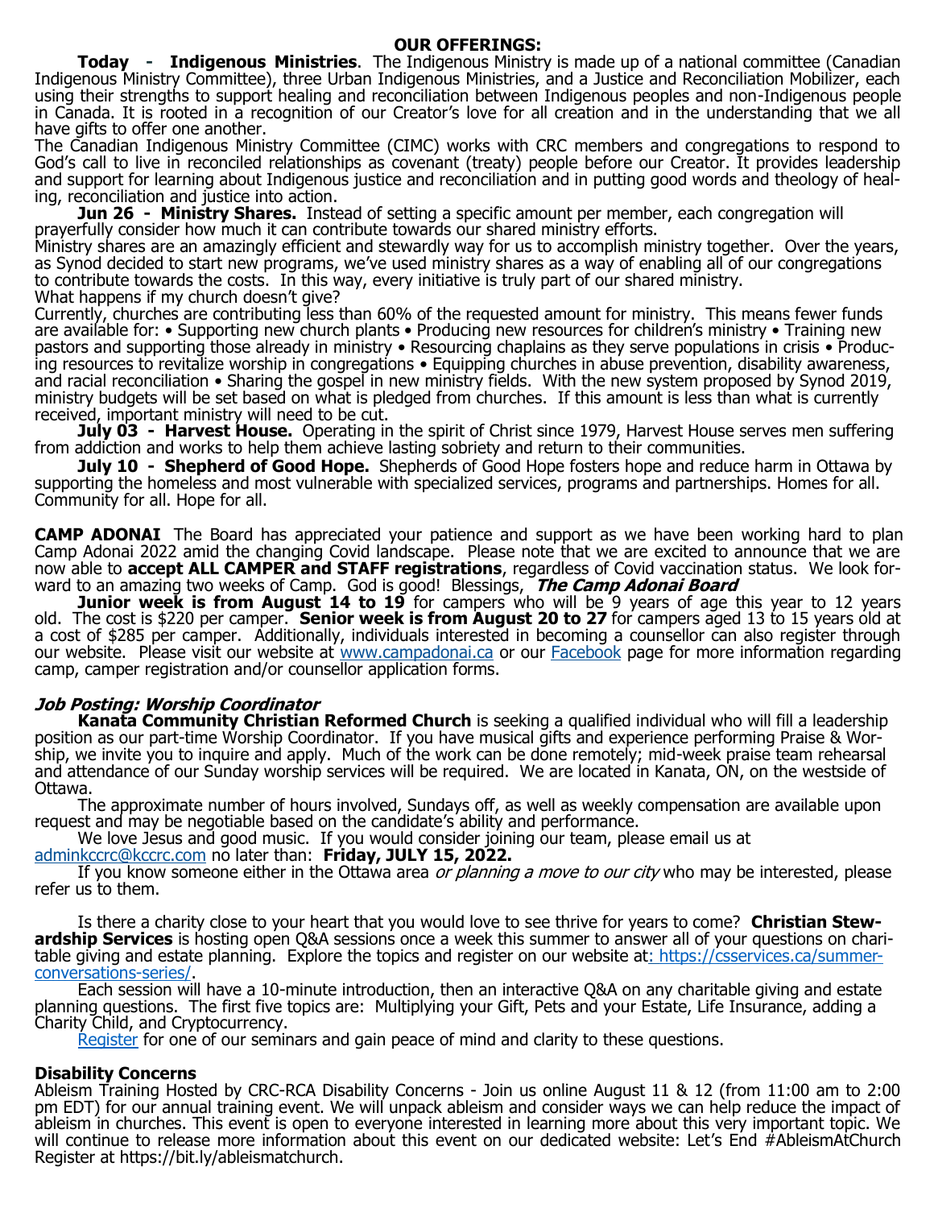## OUR OFFERINGS:

**Today - Indigenous Ministries**. The Indigenous Ministry is made up of a national committee (Canadian Indigenous Ministry Committee), three Urban Indigenous Ministries, and a Justice and Reconciliation Mobilizer, each using their strengths to support healing and reconciliation between Indigenous peoples and non-Indigenous people in Canada. It is rooted in a recognition of our Creator's love for all creation and in the understanding that we all have gifts to offer one another.

The Canadian Indigenous Ministry Committee (CIMC) works with CRC members and congregations to respond to God's call to live in reconciled relationships as covenant (treaty) people before our Creator. It provides leadership and support for learning about Indigenous justice and reconciliation and in putting good words and theology of healing, reconciliation and justice into action.

**Jun 26 - Ministry Shares.** Instead of setting a specific amount per member, each congregation will prayerfully consider how much it can contribute towards our shared ministry efforts.

Ministry shares are an amazingly efficient and stewardly way for us to accomplish ministry together. Over the years, as Synod decided to start new programs, we've used ministry shares as a way of enabling all of our congregations to contribute towards the costs. In this way, every initiative is truly part of our shared ministry.

What happens if my church doesn't give?

Currently, churches are contributing less than 60% of the requested amount for ministry. This means fewer funds are available for: • Supporting new church plants • Producing new resources for children's ministry • Training new pastors and supporting those already in ministry • Resourcing chaplains as they serve populations in crisis • Producing resources to revitalize worship in congregations • Equipping churches in abuse prevention, disability awareness, and racial reconciliation • Sharing the gospel in new ministry fields. With the new system proposed by Synod 2019, ministry budgets will be set based on what is pledged from churches. If this amount is less than what is currently received, important ministry will need to be cut.

**July 03 - Harvest House.** Operating in the spirit of Christ since 1979, Harvest House serves men suffering from addiction and works to help them achieve lasting sobriety and return to their communities.

**July 10 - Shepherd of Good Hope.** Shepherds of Good Hope fosters hope and reduce harm in Ottawa by supporting the homeless and most vulnerable with specialized services, programs and partnerships. Homes for all. Community for all. Hope for all.

**CAMP ADONAI** The Board has appreciated your patience and support as we have been working hard to plan Camp Adonai 2022 amid the changing Covid landscape. Please note that we are excited to announce that we are now able to **accept ALL CAMPER and STAFF registrations**, regardless of Covid vaccination status. We look forward to an amazing two weeks of Camp. God is good! Blessings, ***The Camp Adonai Board***

**Junior week is from August 14 to 19** for campers who will be 9 years of age this year to 12 years old. The cost is $220 per camper. **Senior week is from August 20 to 27** for campers aged 13 to 15 years old at a cost of $285 per camper. Additionally, individuals interested in becoming a counsellor can also register through our website. Please visit our website at www.campadonai.ca or our Facebook page for more information regarding camp, camper registration and/or counsellor application forms.

### *Job Posting: Worship Coordinator*

**Kanata Community Christian Reformed Church** is seeking a qualified individual who will fill a leadership position as our part-time Worship Coordinator. If you have musical gifts and experience performing Praise & Worship, we invite you to inquire and apply. Much of the work can be done remotely; mid-week praise team rehearsal and attendance of our Sunday worship services will be required. We are located in Kanata, ON, on the westside of Ottawa.

The approximate number of hours involved, Sundays off, as well as weekly compensation are available upon request and may be negotiable based on the candidate's ability and performance.

We love Jesus and good music. If you would consider joining our team, please email us at adminkccrc@kccrc.com no later than: **Friday, JULY 15, 2022.**

If you know someone either in the Ottawa area *or planning a move to our city* who may be interested, please refer us to them.

Is there a charity close to your heart that you would love to see thrive for years to come? **Christian Stewardship Services** is hosting open Q&A sessions once a week this summer to answer all of your questions on charitable giving and estate planning. Explore the topics and register on our website at: https://csservices.ca/summer-conversations-series/.

Each session will have a 10-minute introduction, then an interactive Q&A on any charitable giving and estate planning questions. The first five topics are: Multiplying your Gift, Pets and your Estate, Life Insurance, adding a Charity Child, and Cryptocurrency.

Register for one of our seminars and gain peace of mind and clarity to these questions.

**Disability Concerns**

Ableism Training Hosted by CRC-RCA Disability Concerns - Join us online August 11 & 12 (from 11:00 am to 2:00 pm EDT) for our annual training event. We will unpack ableism and consider ways we can help reduce the impact of ableism in churches. This event is open to everyone interested in learning more about this very important topic. We will continue to release more information about this event on our dedicated website: Let's End #AbleismAtChurch Register at https://bit.ly/ableismatchurch.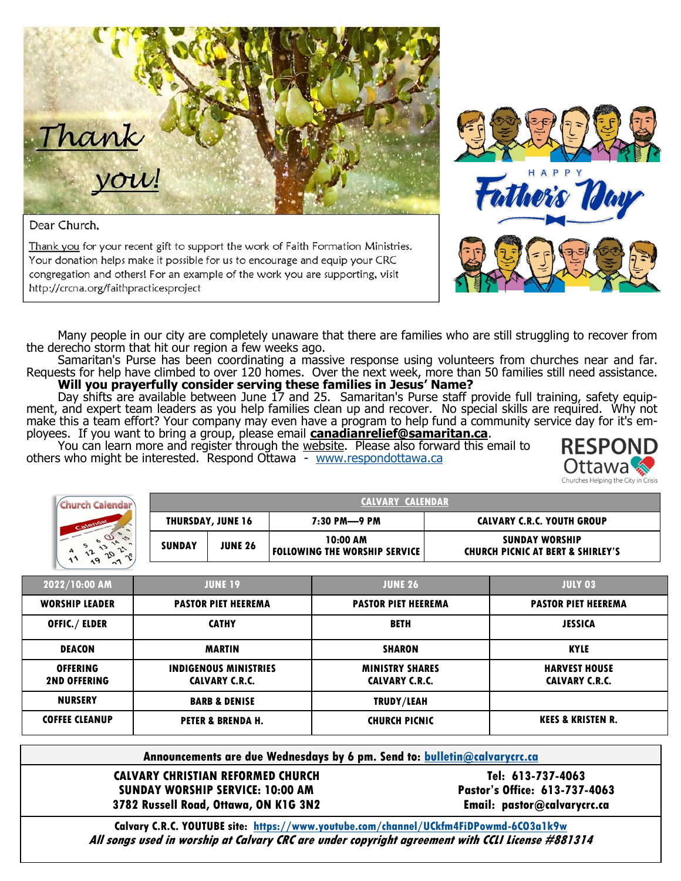Thank you!

Dear Church,

Thank you for your recent gift to support the work of Faith Formation Ministries. Your donation helps make it possible for us to encourage and equip your CRC congregation and others! For an example of the work you are supporting, visit http://crcna.org/faithpracticesproject

HAPPY Father's Day

Many people in our city are completely unaware that there are families who are still struggling to recover from the derecho storm that hit our region a few weeks ago.

Samaritan's Purse has been coordinating a massive response using volunteers from churches near and far. Requests for help have climbed to over 120 homes. Over the next week, more than 50 families still need assistance.

**Will you prayerfully consider serving these families in Jesus' Name?**

Day shifts are available between June 17 and 25. Samaritan's Purse staff provide full training, safety equipment, and expert team leaders as you help families clean up and recover. No special skills are required. Why not make this a team effort? Your company may even have a program to help fund a community service day for it's employees. If you want to bring a group, please email **canadianrelief@samaritan.ca**.

You can learn more and register through the website. Please also forward this email to others who might be interested. Respond Ottawa - www.respondottawa.ca

RESPOND Ottawa
Churches Helping the City in Crisis

| CALVARY CALENDAR | | | |
|---|---|---|---|
| THURSDAY, JUNE 16 | | 7:30 PM—9 PM | CALVARY C.R.C. YOUTH GROUP |
| SUNDAY | JUNE 26 | 10:00 AM<br>FOLLOWING THE WORSHIP SERVICE | SUNDAY WORSHIP<br>CHURCH PICNIC AT BERT & SHIRLEY'S |

| 2022/10:00 AM | JUNE 19 | JUNE 26 | JULY 03 |
|---|---|---|---|
| WORSHIP LEADER | PASTOR PIET HEEREMA | PASTOR PIET HEEREMA | PASTOR PIET HEEREMA |
| OFFIC./ ELDER | CATHY | BETH | JESSICA |
| DEACON | MARTIN | SHARON | KYLE |
| OFFERING<br>2ND OFFERING | INDIGENOUS MINISTRIES<br>CALVARY C.R.C. | MINISTRY SHARES<br>CALVARY C.R.C. | HARVEST HOUSE<br>CALVARY C.R.C. |
| NURSERY | BARB & DENISE | TRUDY/LEAH | |
| COFFEE CLEANUP | PETER & BRENDA H. | CHURCH PICNIC | KEES & KRISTEN R. |

**Announcements are due Wednesdays by 6 pm. Send to: bulletin@calvarycrc.ca**

**CALVARY CHRISTIAN REFORMED CHURCH**
**SUNDAY WORSHIP SERVICE: 10:00 AM**
**3782 Russell Road, Ottawa, ON K1G 3N2**

**Tel: 613-737-4063**
**Pastor's Office: 613-737-4063**
**Email: pastor@calvarycrc.ca**

**Calvary C.R.C. YOUTUBE site: https://www.youtube.com/channel/UCkfm4FiDPowmd-6CO3a1k9w**

***All songs used in worship at Calvary CRC are under copyright agreement with CCLI License #881314***